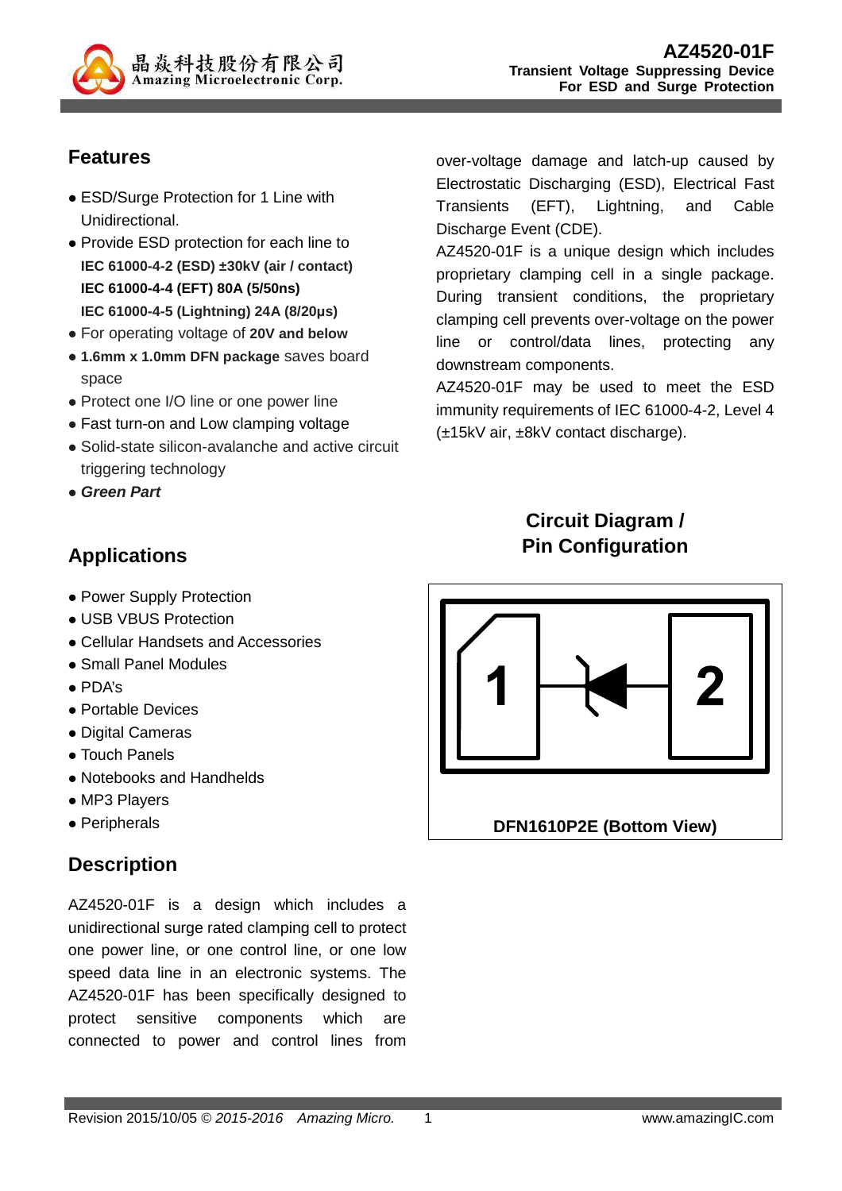# AZ4520-01F

**Transient Voltage Suppressing Device**
**For ESD and Surge Protection**

## Features

- ESD/Surge Protection for 1 Line with Unidirectional.
- Provide ESD protection for each line to
  **IEC 61000-4-2 (ESD) ±30kV (air / contact)**
  **IEC 61000-4-4 (EFT) 80A (5/50ns)**
  **IEC 61000-4-5 (Lightning) 24A (8/20μs)**
- For operating voltage of **20V and below**
- **1.6mm x 1.0mm DFN package** saves board space
- Protect one I/O line or one power line
- Fast turn-on and Low clamping voltage
- Solid-state silicon-avalanche and active circuit triggering technology
- ***Green Part***

## Applications

- Power Supply Protection
- USB VBUS Protection
- Cellular Handsets and Accessories
- Small Panel Modules
- PDA's
- Portable Devices
- Digital Cameras
- Touch Panels
- Notebooks and Handhelds
- MP3 Players
- Peripherals

## Description

AZ4520-01F is a design which includes a unidirectional surge rated clamping cell to protect one power line, or one control line, or one low speed data line in an electronic systems. The AZ4520-01F has been specifically designed to protect sensitive components which are connected to power and control lines from over-voltage damage and latch-up caused by Electrostatic Discharging (ESD), Electrical Fast Transients (EFT), Lightning, and Cable Discharge Event (CDE).

AZ4520-01F is a unique design which includes proprietary clamping cell in a single package. During transient conditions, the proprietary clamping cell prevents over-voltage on the power line or control/data lines, protecting any downstream components.

AZ4520-01F may be used to meet the ESD immunity requirements of IEC 61000-4-2, Level 4 (±15kV air, ±8kV contact discharge).

## Circuit Diagram / Pin Configuration

1 — 2

**DFN1610P2E (Bottom View)**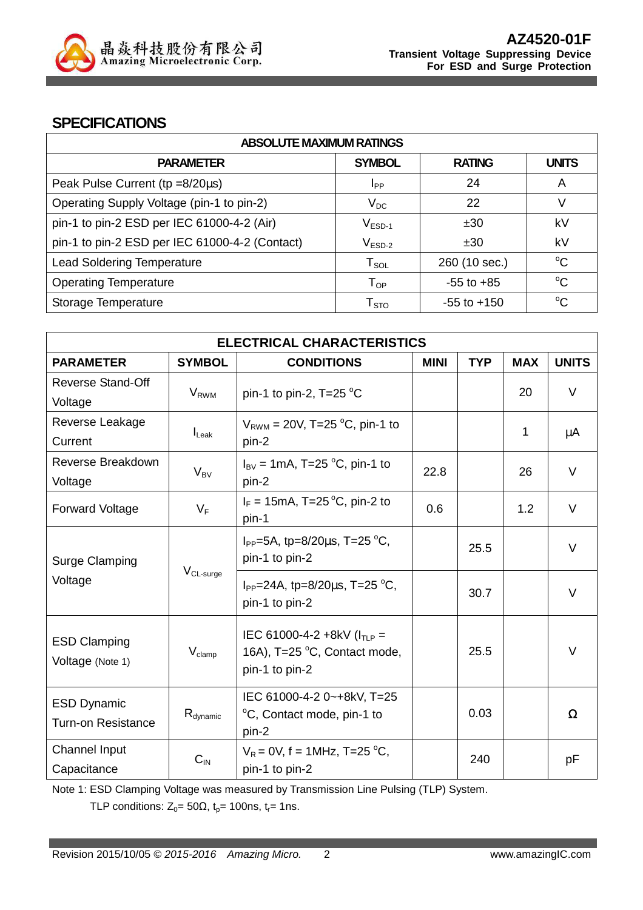## SPECIFICATIONS

| ABSOLUTE MAXIMUM RATINGS | | | |
|---|---|---|---|
| **PARAMETER** | **SYMBOL** | **RATING** | **UNITS** |
| Peak Pulse Current (tp =8/20µs) | $I_{PP}$ | 24 | A |
| Operating Supply Voltage (pin-1 to pin-2) | $V_{DC}$ | 22 | V |
| pin-1 to pin-2 ESD per IEC 61000-4-2 (Air) | $V_{ESD-1}$ | ±30 | kV |
| pin-1 to pin-2 ESD per IEC 61000-4-2 (Contact) | $V_{ESD-2}$ | ±30 | kV |
| Lead Soldering Temperature | $T_{SOL}$ | 260 (10 sec.) | $^{o}$C |
| Operating Temperature | $T_{OP}$ | -55 to +85 | $^{o}$C |
| Storage Temperature | $T_{STO}$ | -55 to +150 | $^{o}$C |

| ELECTRICAL CHARACTERISTICS | | | | | | |
|---|---|---|---|---|---|---|
| **PARAMETER** | **SYMBOL** | **CONDITIONS** | **MINI** | **TYP** | **MAX** | **UNITS** |
| Reverse Stand-Off Voltage | $V_{RWM}$ | pin-1 to pin-2, T=25 $^{o}$C | | | 20 | V |
| Reverse Leakage Current | $I_{Leak}$ | $V_{RWM}$ = 20V, T=25 $^{o}$C, pin-1 to pin-2 | | | 1 | µA |
| Reverse Breakdown Voltage | $V_{BV}$ | $I_{BV}$ = 1mA, T=25 $^{o}$C, pin-1 to pin-2 | 22.8 | | 26 | V |
| Forward Voltage | $V_F$ | $I_F$ = 15mA, T=25 $^{o}$C, pin-2 to pin-1 | 0.6 | | 1.2 | V |
| Surge Clamping Voltage | $V_{CL-surge}$ | $I_{PP}$=5A, tp=8/20µs, T=25 $^{o}$C, pin-1 to pin-2 | | 25.5 | | V |
| | | $I_{PP}$=24A, tp=8/20µs, T=25 $^{o}$C, pin-1 to pin-2 | | 30.7 | | V |
| ESD Clamping Voltage (Note 1) | $V_{clamp}$ | IEC 61000-4-2 +8kV ($I_{TLP}$ = 16A), T=25 $^{o}$C, Contact mode, pin-1 to pin-2 | | 25.5 | | V |
| ESD Dynamic Turn-on Resistance | $R_{dynamic}$ | IEC 61000-4-2 0~+8kV, T=25 $^{o}$C, Contact mode, pin-1 to pin-2 | | 0.03 | | Ω |
| Channel Input Capacitance | $C_{IN}$ | $V_R$ = 0V, f = 1MHz, T=25 $^{o}$C, pin-1 to pin-2 | | 240 | | pF |

Note 1: ESD Clamping Voltage was measured by Transmission Line Pulsing (TLP) System.
TLP conditions: $Z_0$= 50Ω, $t_p$= 100ns, $t_r$= 1ns.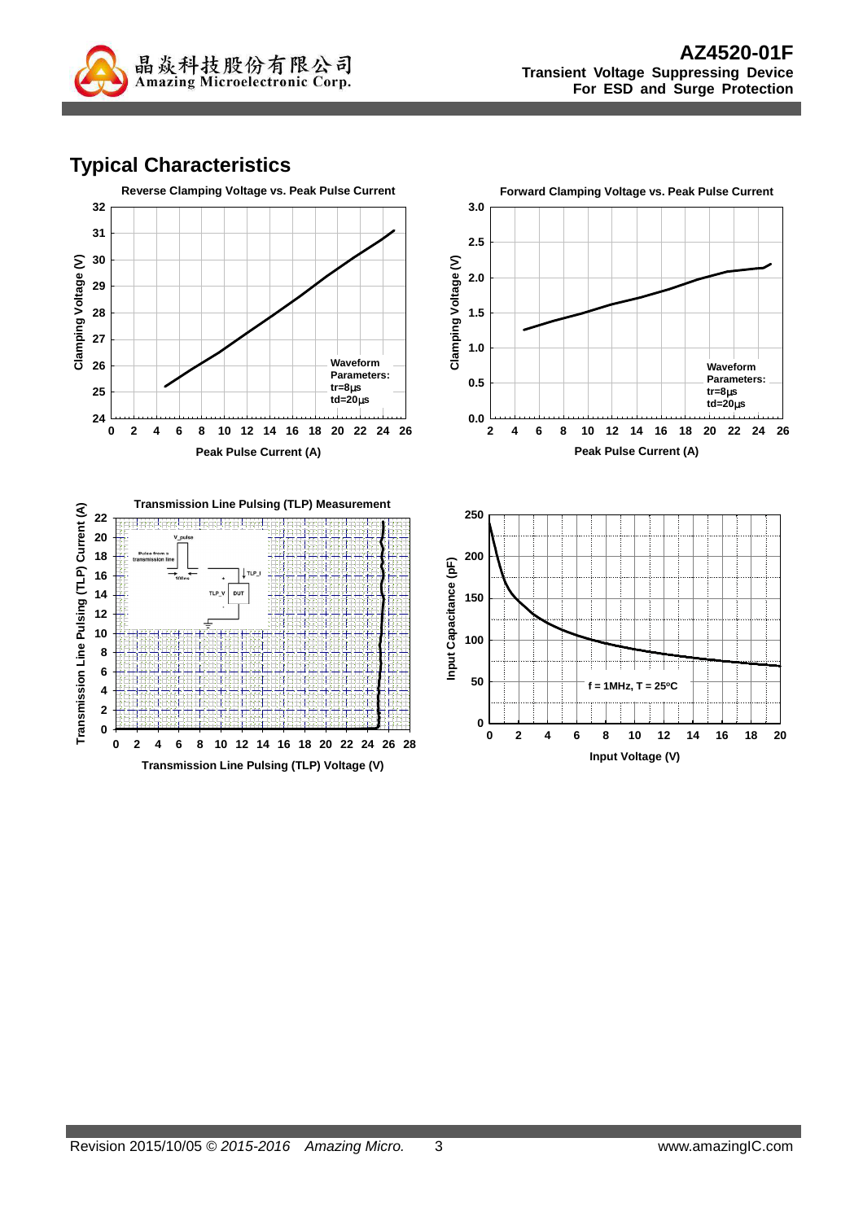## Typical Characteristics

**Reverse Clamping Voltage vs. Peak Pulse Current**

Clamping Voltage (V)

Waveform Parameters:
tr=8μs
td=20μs

Peak Pulse Current (A)

**Forward Clamping Voltage vs. Peak Pulse Current**

Clamping Voltage (V)

Waveform Parameters:
tr=8μs
td=20μs

Peak Pulse Current (A)

**Transmission Line Pulsing (TLP) Measurement**

Transmission Line Pulsing (TLP) Current (A)

Transmission Line Pulsing (TLP) Voltage (V)

Input Capacitance (pF)

f = 1MHz, T = 25°C

Input Voltage (V)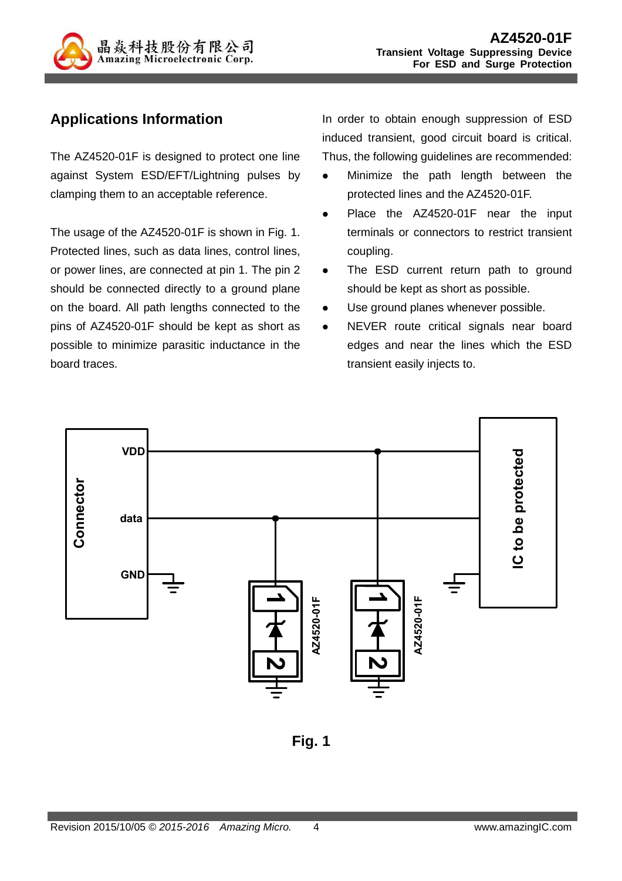## Applications Information

The AZ4520-01F is designed to protect one line against System ESD/EFT/Lightning pulses by clamping them to an acceptable reference.

The usage of the AZ4520-01F is shown in Fig. 1. Protected lines, such as data lines, control lines, or power lines, are connected at pin 1. The pin 2 should be connected directly to a ground plane on the board. All path lengths connected to the pins of AZ4520-01F should be kept as short as possible to minimize parasitic inductance in the board traces.

In order to obtain enough suppression of ESD induced transient, good circuit board is critical. Thus, the following guidelines are recommended:

- Minimize the path length between the protected lines and the AZ4520-01F.
- Place the AZ4520-01F near the input terminals or connectors to restrict transient coupling.
- The ESD current return path to ground should be kept as short as possible.
- Use ground planes whenever possible.
- NEVER route critical signals near board edges and near the lines which the ESD transient easily injects to.

Fig. 1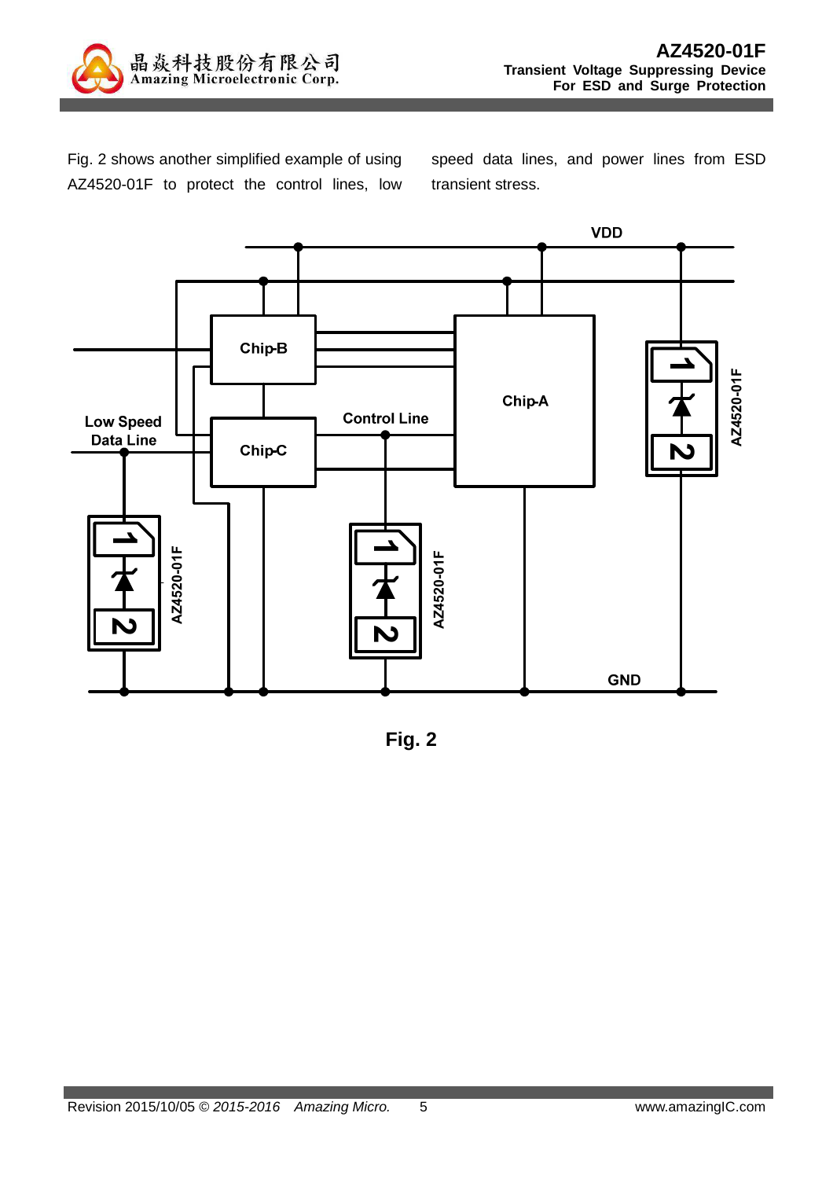Fig. 2 shows another simplified example of using AZ4520-01F to protect the control lines, low speed data lines, and power lines from ESD transient stress.

Fig. 2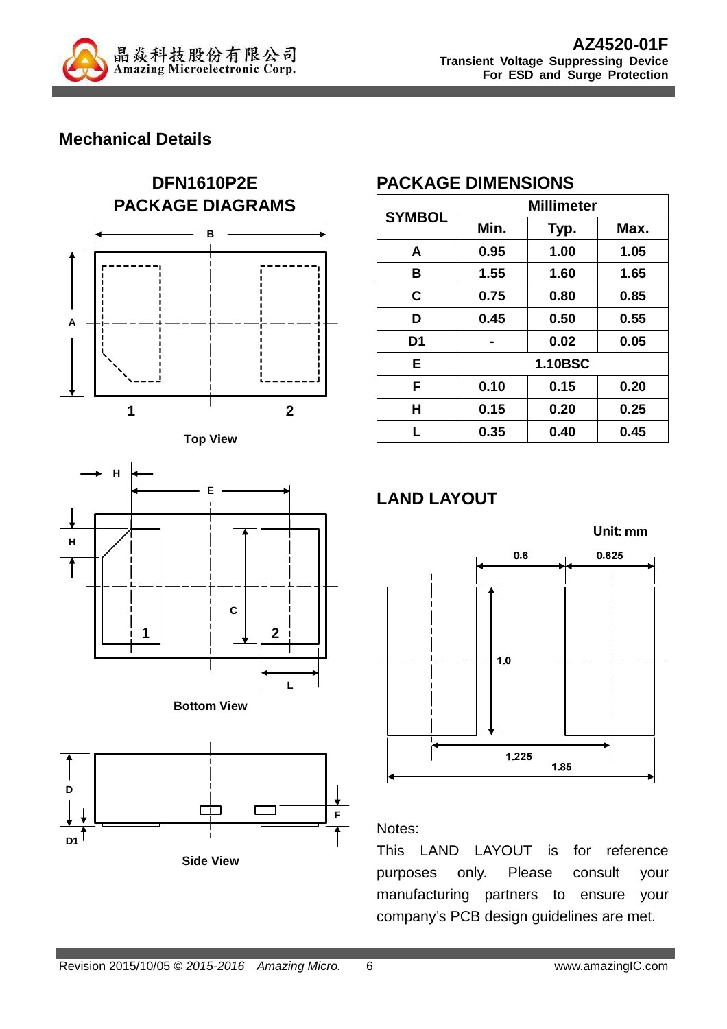## Mechanical Details

### DFN1610P2E PACKAGE DIAGRAMS

Top View

Bottom View

Side View

### PACKAGE DIMENSIONS

| SYMBOL | Millimeter | | |
|---|---|---|---|
| | Min. | Typ. | Max. |
| A | 0.95 | 1.00 | 1.05 |
| B | 1.55 | 1.60 | 1.65 |
| C | 0.75 | 0.80 | 0.85 |
| D | 0.45 | 0.50 | 0.55 |
| D1 | - | 0.02 | 0.05 |
| E | 1.10BSC | | |
| F | 0.10 | 0.15 | 0.20 |
| H | 0.15 | 0.20 | 0.25 |
| L | 0.35 | 0.40 | 0.45 |

### LAND LAYOUT

Unit: mm

Notes:

This LAND LAYOUT is for reference purposes only. Please consult your manufacturing partners to ensure your company's PCB design guidelines are met.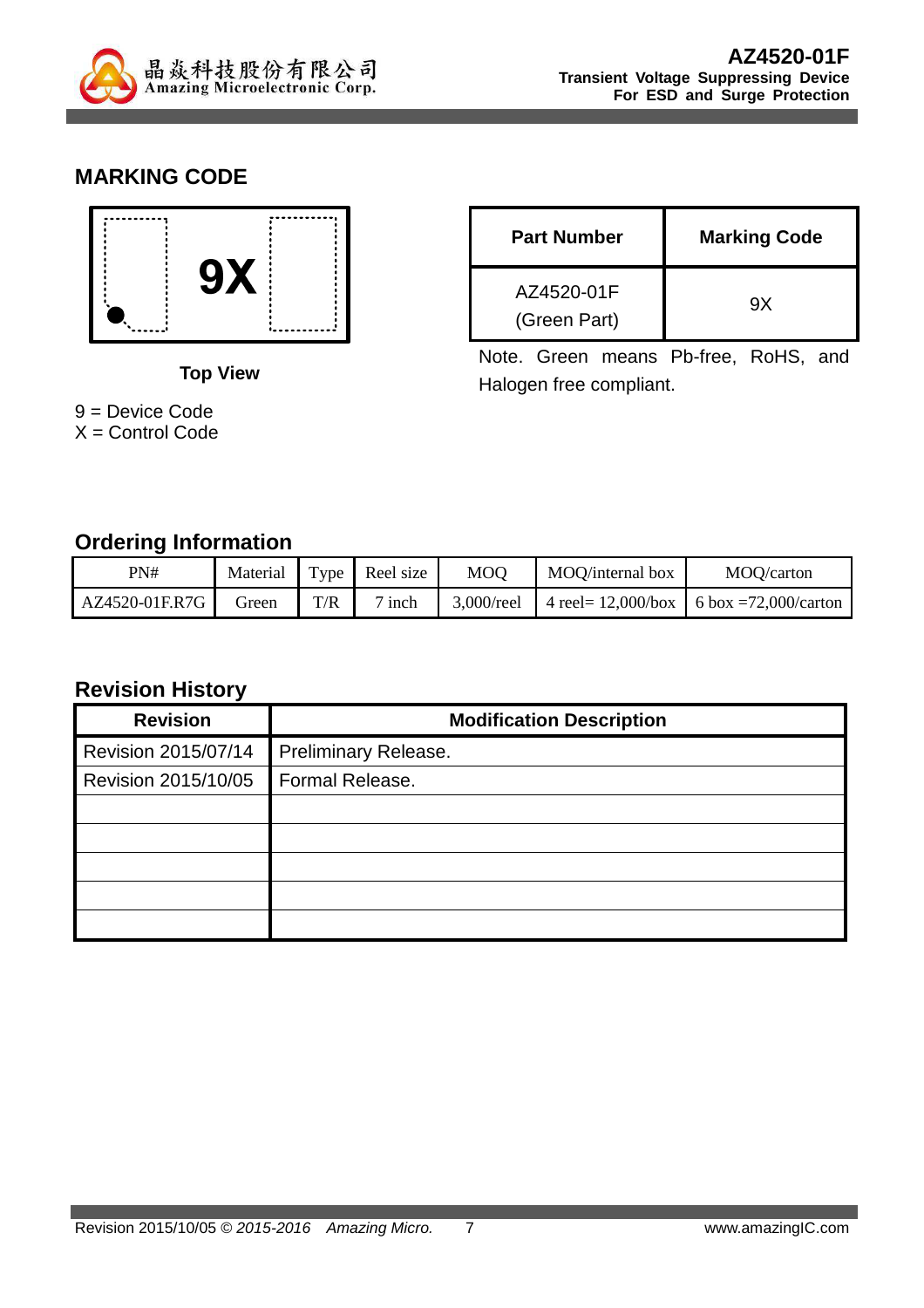## MARKING CODE

9X

Top View

9 = Device Code
X = Control Code

| Part Number | Marking Code |
|---|---|
| AZ4520-01F (Green Part) | 9X |

Note. Green means Pb-free, RoHS, and Halogen free compliant.

## Ordering Information

| PN# | Material | Type | Reel size | MOQ | MOQ/internal box | MOQ/carton |
|---|---|---|---|---|---|---|
| AZ4520-01F.R7G | Green | T/R | 7 inch | 3,000/reel | 4 reel= 12,000/box | 6 box =72,000/carton |

## Revision History

| Revision | Modification Description |
|---|---|
| Revision 2015/07/14 | Preliminary Release. |
| Revision 2015/10/05 | Formal Release. |
| | |
| | |
| | |
| | |
| | |